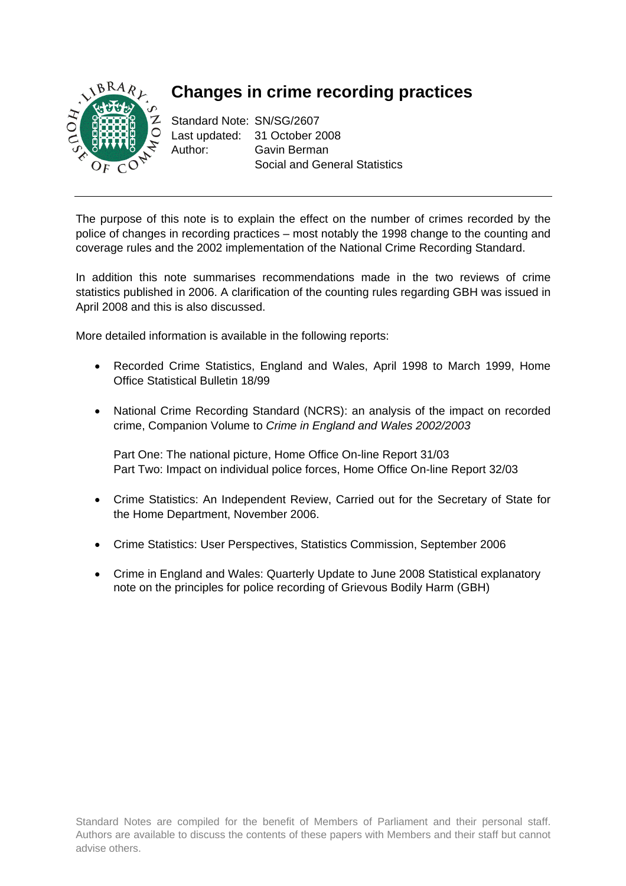# Changes in crime recording practices

Standard Note: SN/SG/2607
Last updated: 31 October 2008
Author: Gavin Berman
Social and General Statistics

---

The purpose of this note is to explain the effect on the number of crimes recorded by the police of changes in recording practices – most notably the 1998 change to the counting and coverage rules and the 2002 implementation of the National Crime Recording Standard.

In addition this note summarises recommendations made in the two reviews of crime statistics published in 2006. A clarification of the counting rules regarding GBH was issued in April 2008 and this is also discussed.

More detailed information is available in the following reports:

- Recorded Crime Statistics, England and Wales, April 1998 to March 1999, Home Office Statistical Bulletin 18/99
- National Crime Recording Standard (NCRS): an analysis of the impact on recorded crime, Companion Volume to *Crime in England and Wales 2002/2003*

  Part One: The national picture, Home Office On-line Report 31/03
  Part Two: Impact on individual police forces, Home Office On-line Report 32/03
- Crime Statistics: An Independent Review, Carried out for the Secretary of State for the Home Department, November 2006.
- Crime Statistics: User Perspectives, Statistics Commission, September 2006
- Crime in England and Wales: Quarterly Update to June 2008 Statistical explanatory note on the principles for police recording of Grievous Bodily Harm (GBH)

Standard Notes are compiled for the benefit of Members of Parliament and their personal staff. Authors are available to discuss the contents of these papers with Members and their staff but cannot advise others.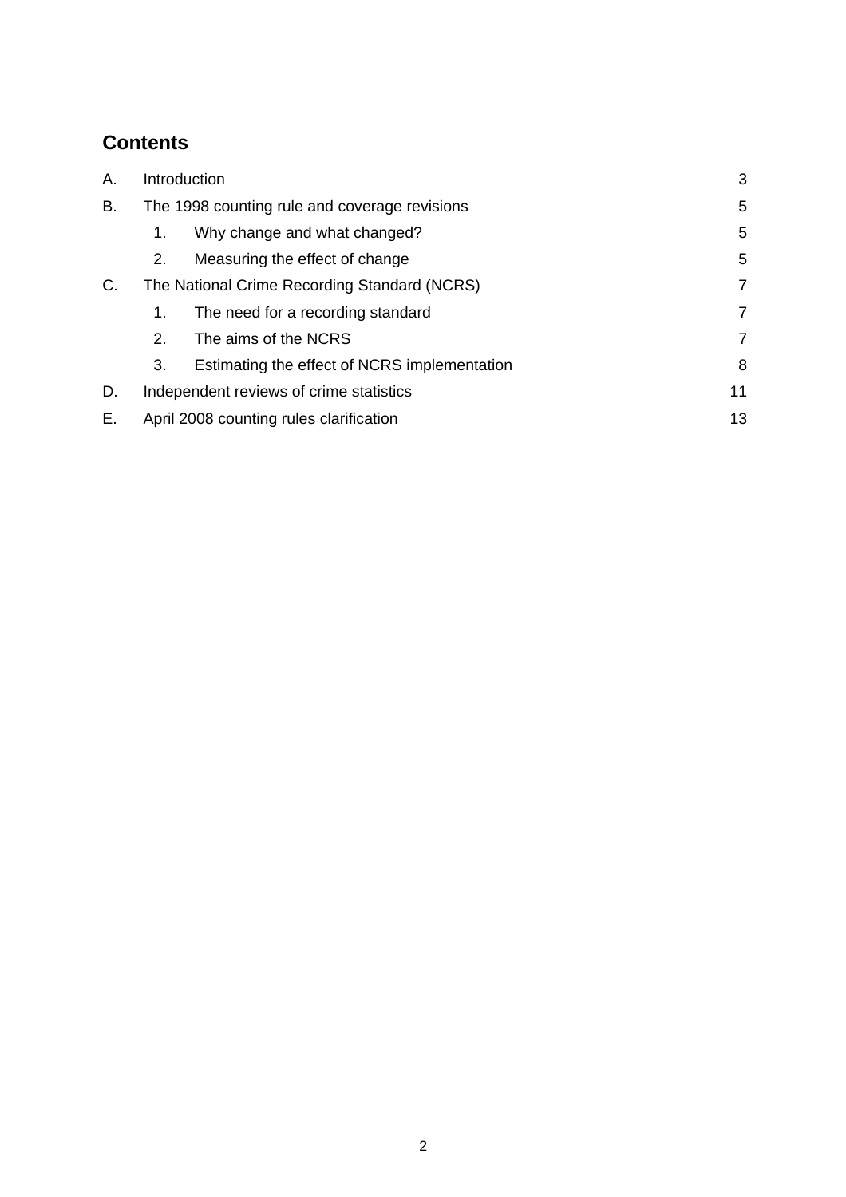## Contents

| | | |
|---|---|---|
| A. | Introduction | 3 |
| B. | The 1998 counting rule and coverage revisions | 5 |
| | 1. Why change and what changed? | 5 |
| | 2. Measuring the effect of change | 5 |
| C. | The National Crime Recording Standard (NCRS) | 7 |
| | 1. The need for a recording standard | 7 |
| | 2. The aims of the NCRS | 7 |
| | 3. Estimating the effect of NCRS implementation | 8 |
| D. | Independent reviews of crime statistics | 11 |
| E. | April 2008 counting rules clarification | 13 |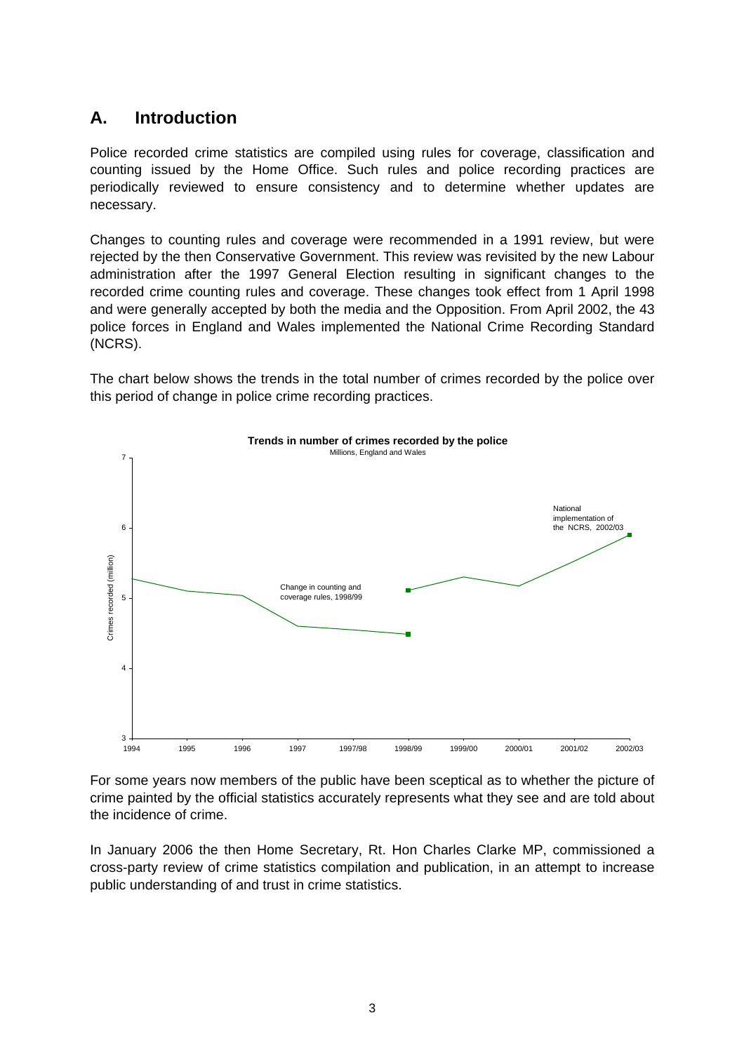## A. Introduction

Police recorded crime statistics are compiled using rules for coverage, classification and counting issued by the Home Office. Such rules and police recording practices are periodically reviewed to ensure consistency and to determine whether updates are necessary.

Changes to counting rules and coverage were recommended in a 1991 review, but were rejected by the then Conservative Government. This review was revisited by the new Labour administration after the 1997 General Election resulting in significant changes to the recorded crime counting rules and coverage. These changes took effect from 1 April 1998 and were generally accepted by both the media and the Opposition. From April 2002, the 43 police forces in England and Wales implemented the National Crime Recording Standard (NCRS).

The chart below shows the trends in the total number of crimes recorded by the police over this period of change in police crime recording practices.

**Trends in number of crimes recorded by the police**

Millions, England and Wales

Crimes recorded (million)

Change in counting and coverage rules, 1998/99

National implementation of the NCRS, 2002/03

1994 | 1995 | 1996 | 1997 | 1997/98 | 1998/99 | 1999/00 | 2000/01 | 2001/02 | 2002/03

For some years now members of the public have been sceptical as to whether the picture of crime painted by the official statistics accurately represents what they see and are told about the incidence of crime.

In January 2006 the then Home Secretary, Rt. Hon Charles Clarke MP, commissioned a cross-party review of crime statistics compilation and publication, in an attempt to increase public understanding of and trust in crime statistics.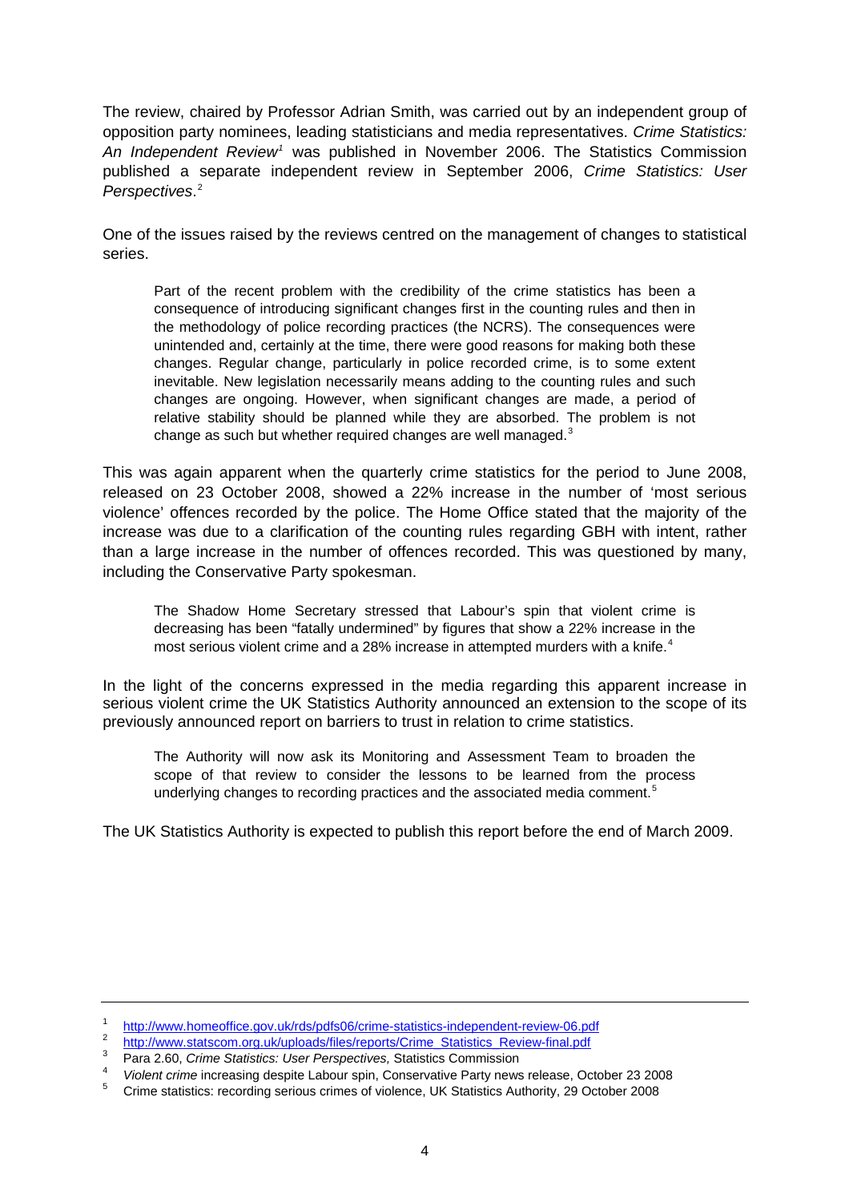The review, chaired by Professor Adrian Smith, was carried out by an independent group of opposition party nominees, leading statisticians and media representatives. *Crime Statistics: An Independent Review*[1] was published in November 2006. The Statistics Commission published a separate independent review in September 2006, *Crime Statistics: User Perspectives*.[2]

One of the issues raised by the reviews centred on the management of changes to statistical series.

> Part of the recent problem with the credibility of the crime statistics has been a consequence of introducing significant changes first in the counting rules and then in the methodology of police recording practices (the NCRS). The consequences were unintended and, certainly at the time, there were good reasons for making both these changes. Regular change, particularly in police recorded crime, is to some extent inevitable. New legislation necessarily means adding to the counting rules and such changes are ongoing. However, when significant changes are made, a period of relative stability should be planned while they are absorbed. The problem is not change as such but whether required changes are well managed.[3]

This was again apparent when the quarterly crime statistics for the period to June 2008, released on 23 October 2008, showed a 22% increase in the number of 'most serious violence' offences recorded by the police. The Home Office stated that the majority of the increase was due to a clarification of the counting rules regarding GBH with intent, rather than a large increase in the number of offences recorded. This was questioned by many, including the Conservative Party spokesman.

> The Shadow Home Secretary stressed that Labour's spin that violent crime is decreasing has been "fatally undermined" by figures that show a 22% increase in the most serious violent crime and a 28% increase in attempted murders with a knife.[4]

In the light of the concerns expressed in the media regarding this apparent increase in serious violent crime the UK Statistics Authority announced an extension to the scope of its previously announced report on barriers to trust in relation to crime statistics.

> The Authority will now ask its Monitoring and Assessment Team to broaden the scope of that review to consider the lessons to be learned from the process underlying changes to recording practices and the associated media comment.[5]

The UK Statistics Authority is expected to publish this report before the end of March 2009.

---

1. http://www.homeoffice.gov.uk/rds/pdfs06/crime-statistics-independent-review-06.pdf
2. http://www.statscom.org.uk/uploads/files/reports/Crime_Statistics_Review-final.pdf
3. Para 2.60, *Crime Statistics: User Perspectives,* Statistics Commission
4. *Violent crime* increasing despite Labour spin, Conservative Party news release, October 23 2008
5. Crime statistics: recording serious crimes of violence, UK Statistics Authority, 29 October 2008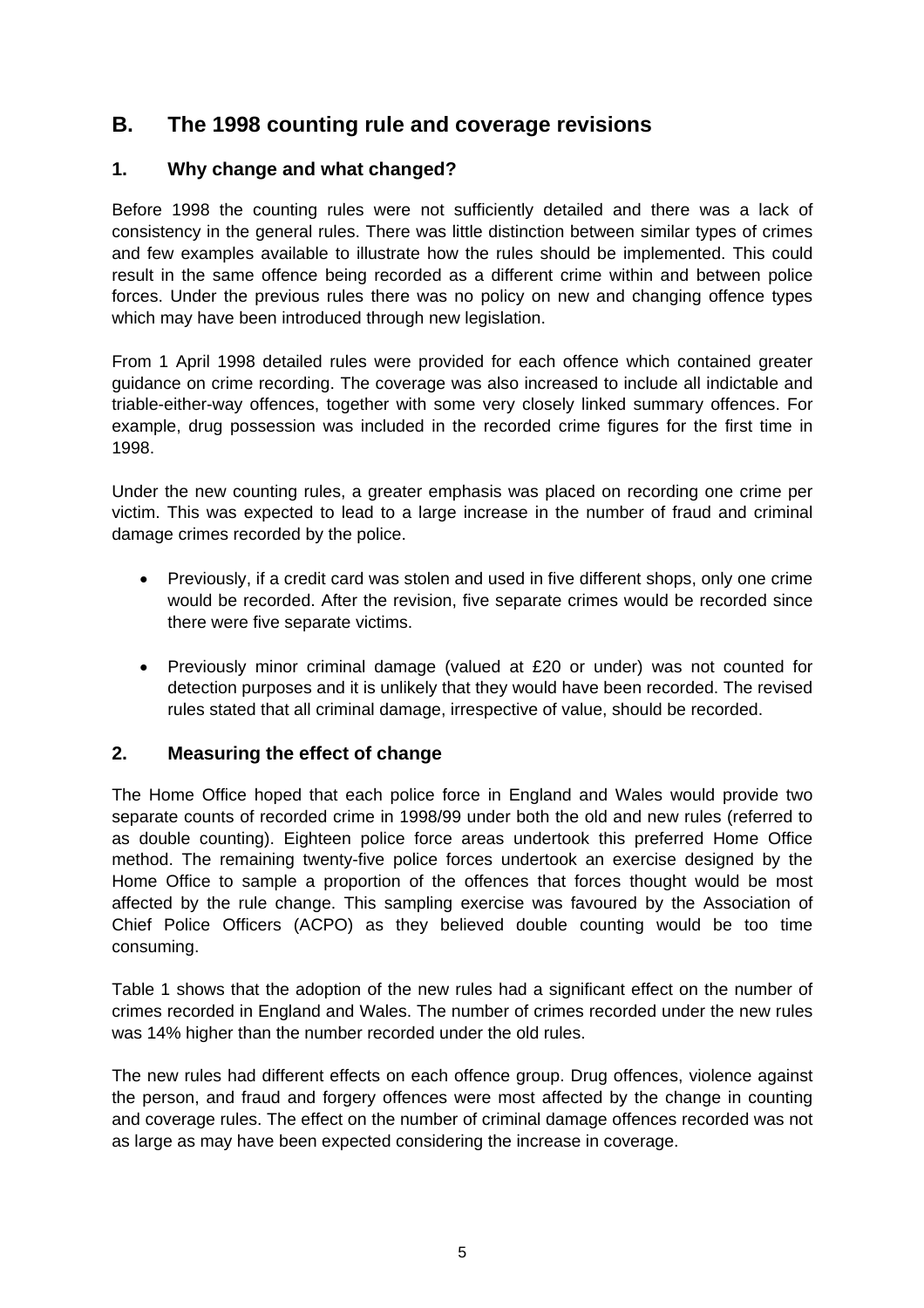## B. The 1998 counting rule and coverage revisions

### 1. Why change and what changed?

Before 1998 the counting rules were not sufficiently detailed and there was a lack of consistency in the general rules. There was little distinction between similar types of crimes and few examples available to illustrate how the rules should be implemented. This could result in the same offence being recorded as a different crime within and between police forces. Under the previous rules there was no policy on new and changing offence types which may have been introduced through new legislation.

From 1 April 1998 detailed rules were provided for each offence which contained greater guidance on crime recording. The coverage was also increased to include all indictable and triable-either-way offences, together with some very closely linked summary offences. For example, drug possession was included in the recorded crime figures for the first time in 1998.

Under the new counting rules, a greater emphasis was placed on recording one crime per victim. This was expected to lead to a large increase in the number of fraud and criminal damage crimes recorded by the police.

- Previously, if a credit card was stolen and used in five different shops, only one crime would be recorded. After the revision, five separate crimes would be recorded since there were five separate victims.
- Previously minor criminal damage (valued at £20 or under) was not counted for detection purposes and it is unlikely that they would have been recorded. The revised rules stated that all criminal damage, irrespective of value, should be recorded.

### 2. Measuring the effect of change

The Home Office hoped that each police force in England and Wales would provide two separate counts of recorded crime in 1998/99 under both the old and new rules (referred to as double counting). Eighteen police force areas undertook this preferred Home Office method. The remaining twenty-five police forces undertook an exercise designed by the Home Office to sample a proportion of the offences that forces thought would be most affected by the rule change. This sampling exercise was favoured by the Association of Chief Police Officers (ACPO) as they believed double counting would be too time consuming.

Table 1 shows that the adoption of the new rules had a significant effect on the number of crimes recorded in England and Wales. The number of crimes recorded under the new rules was 14% higher than the number recorded under the old rules.

The new rules had different effects on each offence group. Drug offences, violence against the person, and fraud and forgery offences were most affected by the change in counting and coverage rules. The effect on the number of criminal damage offences recorded was not as large as may have been expected considering the increase in coverage.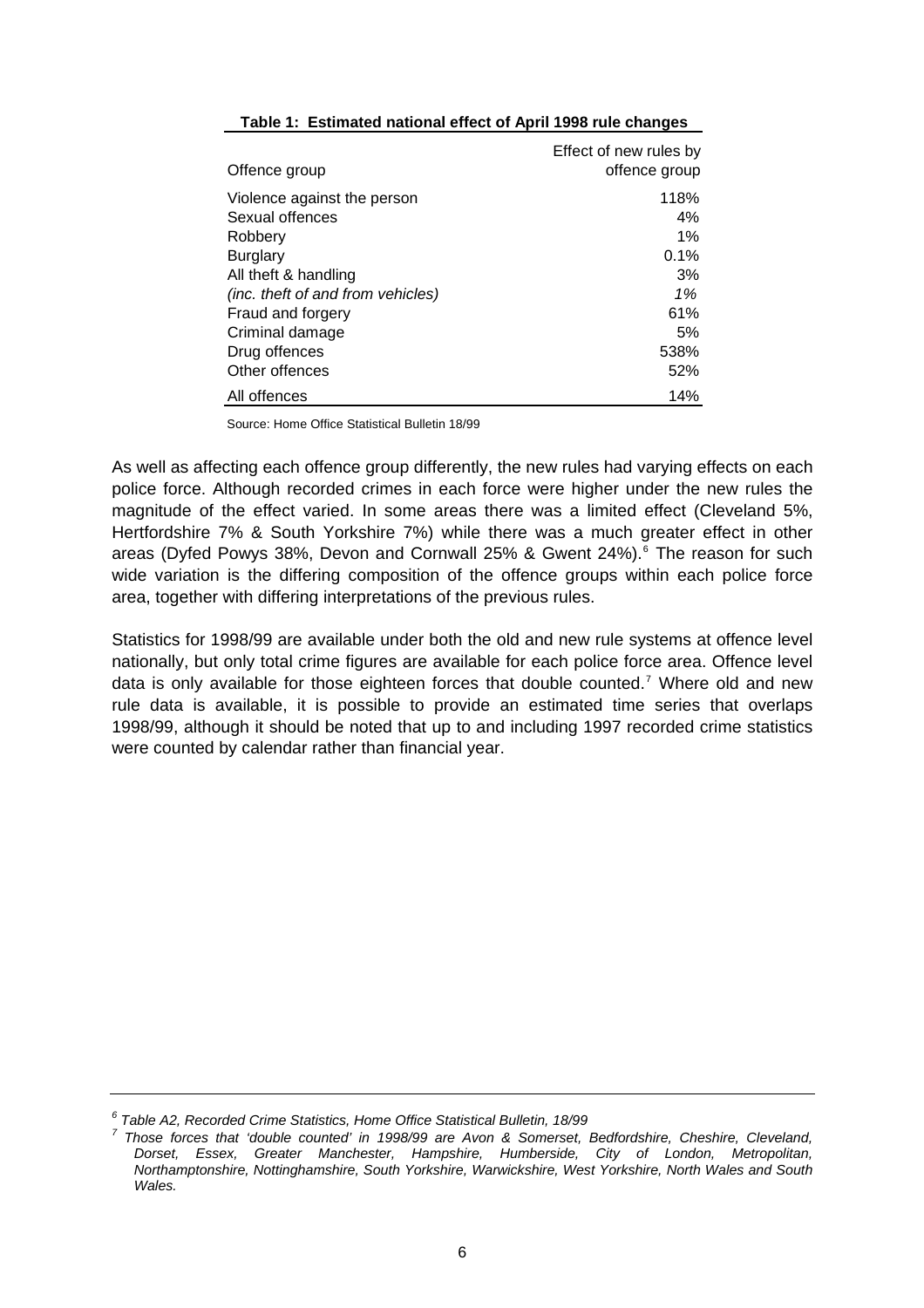**Table 1: Estimated national effect of April 1998 rule changes**

| Offence group | Effect of new rules by offence group |
|---|---|
| Violence against the person | 118% |
| Sexual offences | 4% |
| Robbery | 1% |
| Burglary | 0.1% |
| All theft & handling | 3% |
| *(inc. theft of and from vehicles)* | *1%* |
| Fraud and forgery | 61% |
| Criminal damage | 5% |
| Drug offences | 538% |
| Other offences | 52% |
| All offences | 14% |

Source: Home Office Statistical Bulletin 18/99

As well as affecting each offence group differently, the new rules had varying effects on each police force. Although recorded crimes in each force were higher under the new rules the magnitude of the effect varied. In some areas there was a limited effect (Cleveland 5%, Hertfordshire 7% & South Yorkshire 7%) while there was a much greater effect in other areas (Dyfed Powys 38%, Devon and Cornwall 25% & Gwent 24%).[6] The reason for such wide variation is the differing composition of the offence groups within each police force area, together with differing interpretations of the previous rules.

Statistics for 1998/99 are available under both the old and new rule systems at offence level nationally, but only total crime figures are available for each police force area. Offence level data is only available for those eighteen forces that double counted.[7] Where old and new rule data is available, it is possible to provide an estimated time series that overlaps 1998/99, although it should be noted that up to and including 1997 recorded crime statistics were counted by calendar rather than financial year.

---

[6] *Table A2, Recorded Crime Statistics, Home Office Statistical Bulletin, 18/99*

[7] *Those forces that 'double counted' in 1998/99 are Avon & Somerset, Bedfordshire, Cheshire, Cleveland, Dorset, Essex, Greater Manchester, Hampshire, Humberside, City of London, Metropolitan, Northamptonshire, Nottinghamshire, South Yorkshire, Warwickshire, West Yorkshire, North Wales and South Wales.*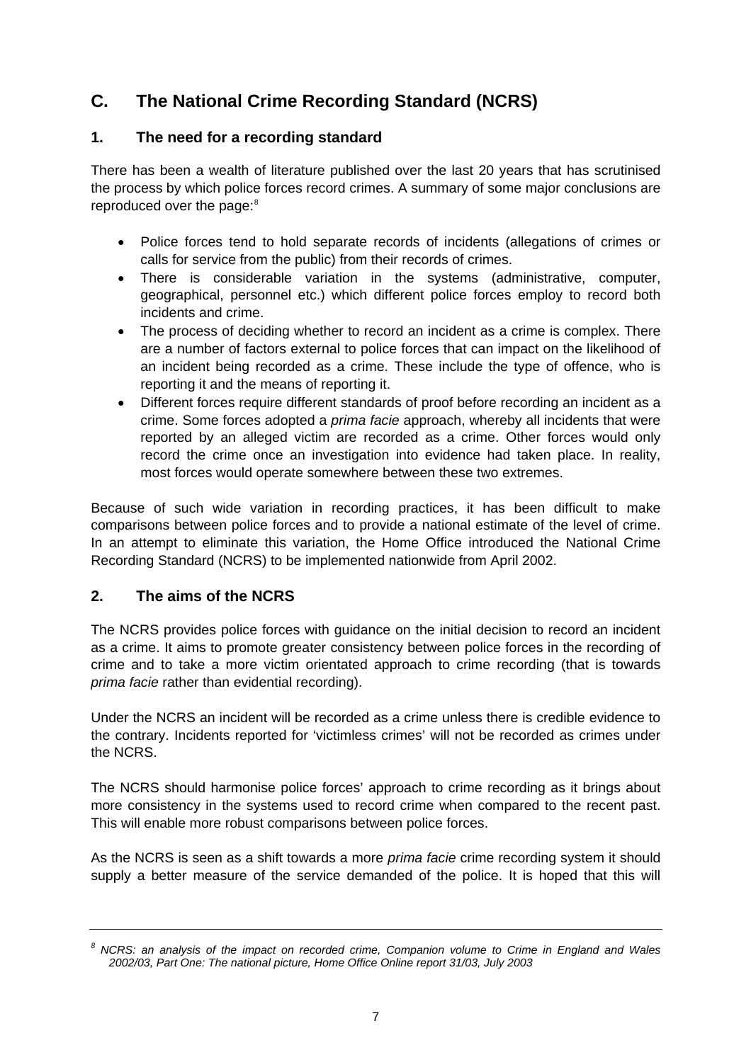## C. The National Crime Recording Standard (NCRS)

### 1. The need for a recording standard

There has been a wealth of literature published over the last 20 years that has scrutinised the process by which police forces record crimes. A summary of some major conclusions are reproduced over the page:[8]

- Police forces tend to hold separate records of incidents (allegations of crimes or calls for service from the public) from their records of crimes.
- There is considerable variation in the systems (administrative, computer, geographical, personnel etc.) which different police forces employ to record both incidents and crime.
- The process of deciding whether to record an incident as a crime is complex. There are a number of factors external to police forces that can impact on the likelihood of an incident being recorded as a crime. These include the type of offence, who is reporting it and the means of reporting it.
- Different forces require different standards of proof before recording an incident as a crime. Some forces adopted a *prima facie* approach, whereby all incidents that were reported by an alleged victim are recorded as a crime. Other forces would only record the crime once an investigation into evidence had taken place. In reality, most forces would operate somewhere between these two extremes.

Because of such wide variation in recording practices, it has been difficult to make comparisons between police forces and to provide a national estimate of the level of crime. In an attempt to eliminate this variation, the Home Office introduced the National Crime Recording Standard (NCRS) to be implemented nationwide from April 2002.

### 2. The aims of the NCRS

The NCRS provides police forces with guidance on the initial decision to record an incident as a crime. It aims to promote greater consistency between police forces in the recording of crime and to take a more victim orientated approach to crime recording (that is towards *prima facie* rather than evidential recording).

Under the NCRS an incident will be recorded as a crime unless there is credible evidence to the contrary. Incidents reported for 'victimless crimes' will not be recorded as crimes under the NCRS.

The NCRS should harmonise police forces' approach to crime recording as it brings about more consistency in the systems used to record crime when compared to the recent past. This will enable more robust comparisons between police forces.

As the NCRS is seen as a shift towards a more *prima facie* crime recording system it should supply a better measure of the service demanded of the police. It is hoped that this will

---

[8] *NCRS: an analysis of the impact on recorded crime, Companion volume to Crime in England and Wales 2002/03, Part One: The national picture, Home Office Online report 31/03, July 2003*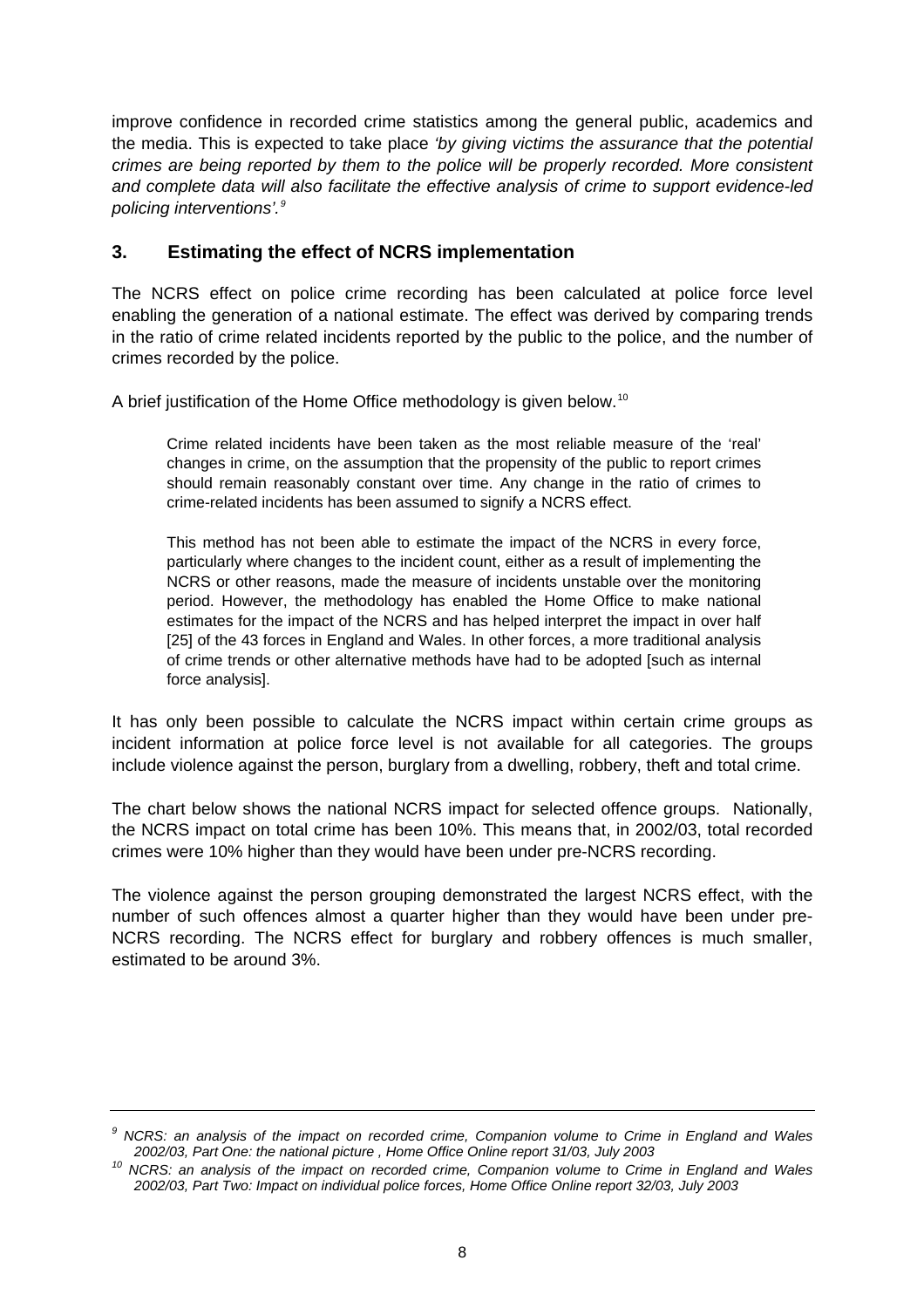improve confidence in recorded crime statistics among the general public, academics and the media. This is expected to take place *'by giving victims the assurance that the potential crimes are being reported by them to the police will be properly recorded. More consistent and complete data will also facilitate the effective analysis of crime to support evidence-led policing interventions'.*[9]

## 3. Estimating the effect of NCRS implementation

The NCRS effect on police crime recording has been calculated at police force level enabling the generation of a national estimate. The effect was derived by comparing trends in the ratio of crime related incidents reported by the public to the police, and the number of crimes recorded by the police.

A brief justification of the Home Office methodology is given below.[10]

> Crime related incidents have been taken as the most reliable measure of the 'real' changes in crime, on the assumption that the propensity of the public to report crimes should remain reasonably constant over time. Any change in the ratio of crimes to crime-related incidents has been assumed to signify a NCRS effect.
>
> This method has not been able to estimate the impact of the NCRS in every force, particularly where changes to the incident count, either as a result of implementing the NCRS or other reasons, made the measure of incidents unstable over the monitoring period. However, the methodology has enabled the Home Office to make national estimates for the impact of the NCRS and has helped interpret the impact in over half [25] of the 43 forces in England and Wales. In other forces, a more traditional analysis of crime trends or other alternative methods have had to be adopted [such as internal force analysis].

It has only been possible to calculate the NCRS impact within certain crime groups as incident information at police force level is not available for all categories. The groups include violence against the person, burglary from a dwelling, robbery, theft and total crime.

The chart below shows the national NCRS impact for selected offence groups. Nationally, the NCRS impact on total crime has been 10%. This means that, in 2002/03, total recorded crimes were 10% higher than they would have been under pre-NCRS recording.

The violence against the person grouping demonstrated the largest NCRS effect, with the number of such offences almost a quarter higher than they would have been under pre-NCRS recording. The NCRS effect for burglary and robbery offences is much smaller, estimated to be around 3%.

---

[9] *NCRS: an analysis of the impact on recorded crime, Companion volume to Crime in England and Wales 2002/03, Part One: the national picture , Home Office Online report 31/03, July 2003*

[10] *NCRS: an analysis of the impact on recorded crime, Companion volume to Crime in England and Wales 2002/03, Part Two: Impact on individual police forces, Home Office Online report 32/03, July 2003*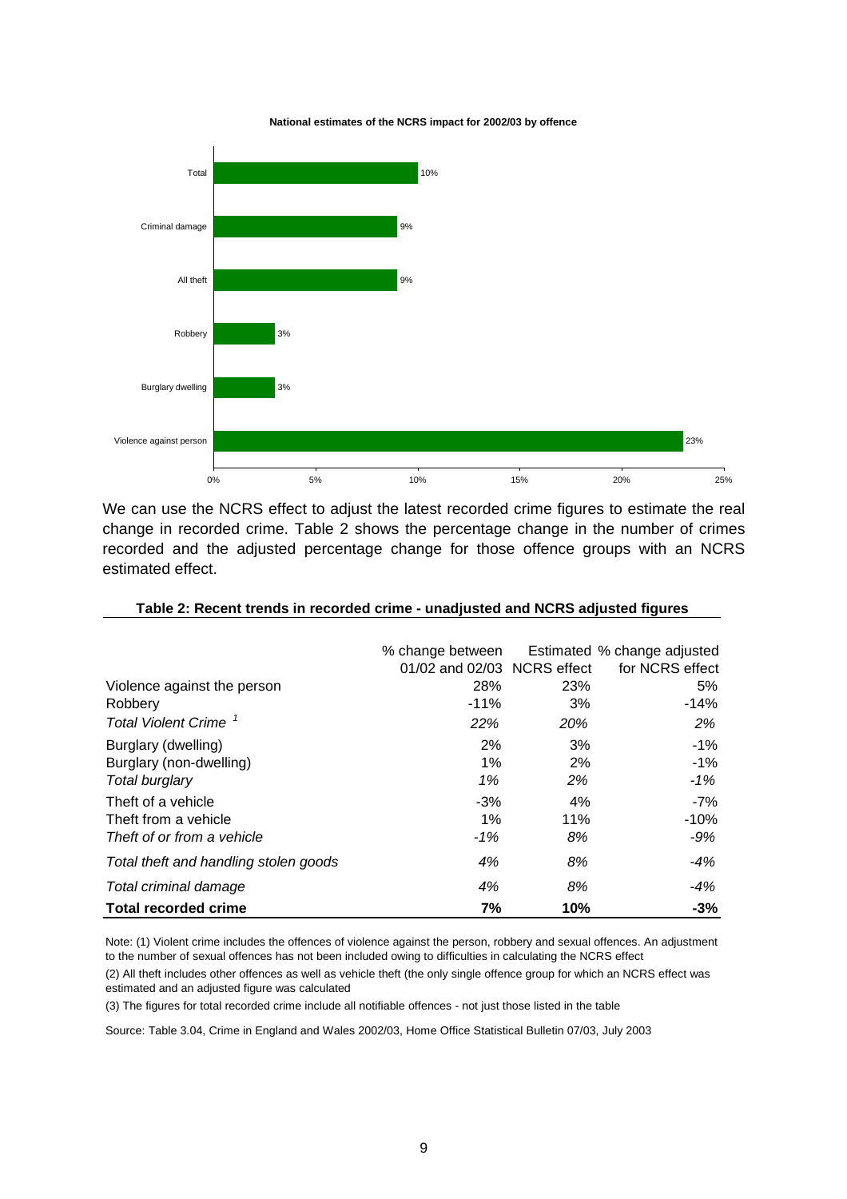**National estimates of the NCRS impact for 2002/03 by offence**

| Offence | NCRS impact |
|---|---|
| Total | 10% |
| Criminal damage | 9% |
| All theft | 9% |
| Robbery | 3% |
| Burglary dwelling | 3% |
| Violence against person | 23% |

We can use the NCRS effect to adjust the latest recorded crime figures to estimate the real change in recorded crime. Table 2 shows the percentage change in the number of crimes recorded and the adjusted percentage change for those offence groups with an NCRS estimated effect.

**Table 2: Recent trends in recorded crime - unadjusted and NCRS adjusted figures**

| | % change between 01/02 and 02/03 | Estimated NCRS effect | % change adjusted for NCRS effect |
|---|---|---|---|
| Violence against the person | 28% | 23% | 5% |
| Robbery | -11% | 3% | -14% |
| *Total Violent Crime* [1] | *22%* | *20%* | *2%* |
| Burglary (dwelling) | 2% | 3% | -1% |
| Burglary (non-dwelling) | 1% | 2% | -1% |
| *Total burglary* | *1%* | *2%* | *-1%* |
| Theft of a vehicle | -3% | 4% | -7% |
| Theft from a vehicle | 1% | 11% | -10% |
| *Theft of or from a vehicle* | *-1%* | *8%* | *-9%* |
| *Total theft and handling stolen goods* | *4%* | *8%* | *-4%* |
| *Total criminal damage* | *4%* | *8%* | *-4%* |
| **Total recorded crime** | **7%** | **10%** | **-3%** |

Note: (1) Violent crime includes the offences of violence against the person, robbery and sexual offences. An adjustment to the number of sexual offences has not been included owing to difficulties in calculating the NCRS effect

(2) All theft includes other offences as well as vehicle theft (the only single offence group for which an NCRS effect was estimated and an adjusted figure was calculated

(3) The figures for total recorded crime include all notifiable offences - not just those listed in the table

Source: Table 3.04, Crime in England and Wales 2002/03, Home Office Statistical Bulletin 07/03, July 2003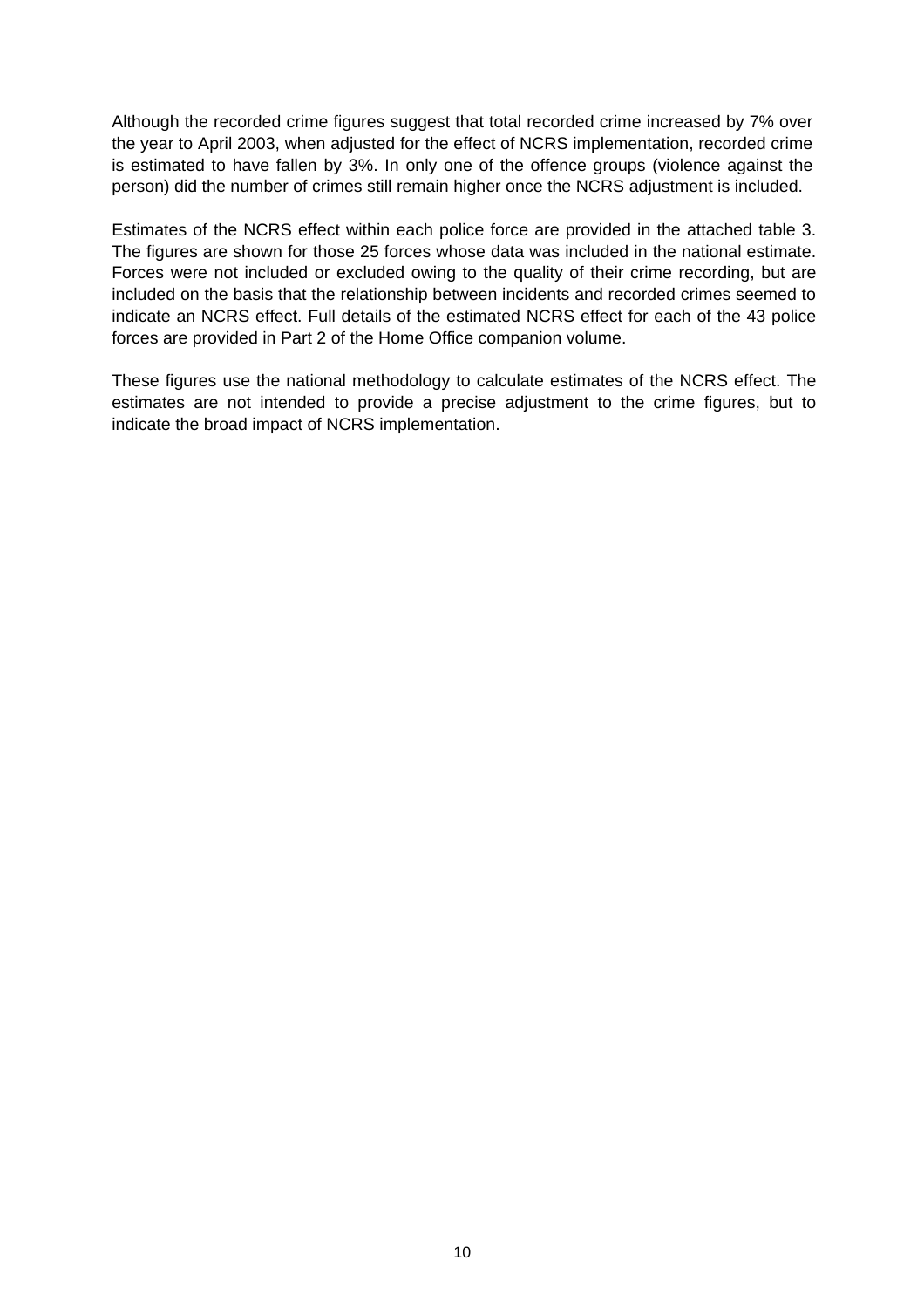Although the recorded crime figures suggest that total recorded crime increased by 7% over the year to April 2003, when adjusted for the effect of NCRS implementation, recorded crime is estimated to have fallen by 3%. In only one of the offence groups (violence against the person) did the number of crimes still remain higher once the NCRS adjustment is included.

Estimates of the NCRS effect within each police force are provided in the attached table 3. The figures are shown for those 25 forces whose data was included in the national estimate. Forces were not included or excluded owing to the quality of their crime recording, but are included on the basis that the relationship between incidents and recorded crimes seemed to indicate an NCRS effect. Full details of the estimated NCRS effect for each of the 43 police forces are provided in Part 2 of the Home Office companion volume.

These figures use the national methodology to calculate estimates of the NCRS effect. The estimates are not intended to provide a precise adjustment to the crime figures, but to indicate the broad impact of NCRS implementation.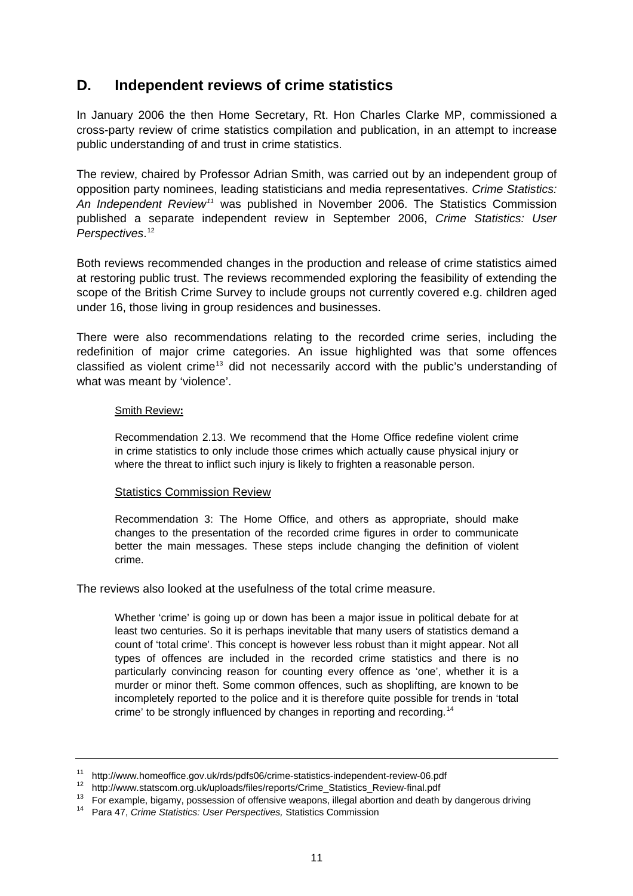## D. Independent reviews of crime statistics

In January 2006 the then Home Secretary, Rt. Hon Charles Clarke MP, commissioned a cross-party review of crime statistics compilation and publication, in an attempt to increase public understanding of and trust in crime statistics.

The review, chaired by Professor Adrian Smith, was carried out by an independent group of opposition party nominees, leading statisticians and media representatives. *Crime Statistics: An Independent Review*[11] was published in November 2006. The Statistics Commission published a separate independent review in September 2006, *Crime Statistics: User Perspectives*.[12]

Both reviews recommended changes in the production and release of crime statistics aimed at restoring public trust. The reviews recommended exploring the feasibility of extending the scope of the British Crime Survey to include groups not currently covered e.g. children aged under 16, those living in group residences and businesses.

There were also recommendations relating to the recorded crime series, including the redefinition of major crime categories. An issue highlighted was that some offences classified as violent crime[13] did not necessarily accord with the public's understanding of what was meant by 'violence'.

> Smith Review**:**
>
> Recommendation 2.13. We recommend that the Home Office redefine violent crime in crime statistics to only include those crimes which actually cause physical injury or where the threat to inflict such injury is likely to frighten a reasonable person.
>
> Statistics Commission Review
>
> Recommendation 3: The Home Office, and others as appropriate, should make changes to the presentation of the recorded crime figures in order to communicate better the main messages. These steps include changing the definition of violent crime.

The reviews also looked at the usefulness of the total crime measure.

> Whether 'crime' is going up or down has been a major issue in political debate for at least two centuries. So it is perhaps inevitable that many users of statistics demand a count of 'total crime'. This concept is however less robust than it might appear. Not all types of offences are included in the recorded crime statistics and there is no particularly convincing reason for counting every offence as 'one', whether it is a murder or minor theft. Some common offences, such as shoplifting, are known to be incompletely reported to the police and it is therefore quite possible for trends in 'total crime' to be strongly influenced by changes in reporting and recording.[14]

---

[11] http://www.homeoffice.gov.uk/rds/pdfs06/crime-statistics-independent-review-06.pdf

[12] http://www.statscom.org.uk/uploads/files/reports/Crime_Statistics_Review-final.pdf

[13] For example, bigamy, possession of offensive weapons, illegal abortion and death by dangerous driving

[14] Para 47, *Crime Statistics: User Perspectives,* Statistics Commission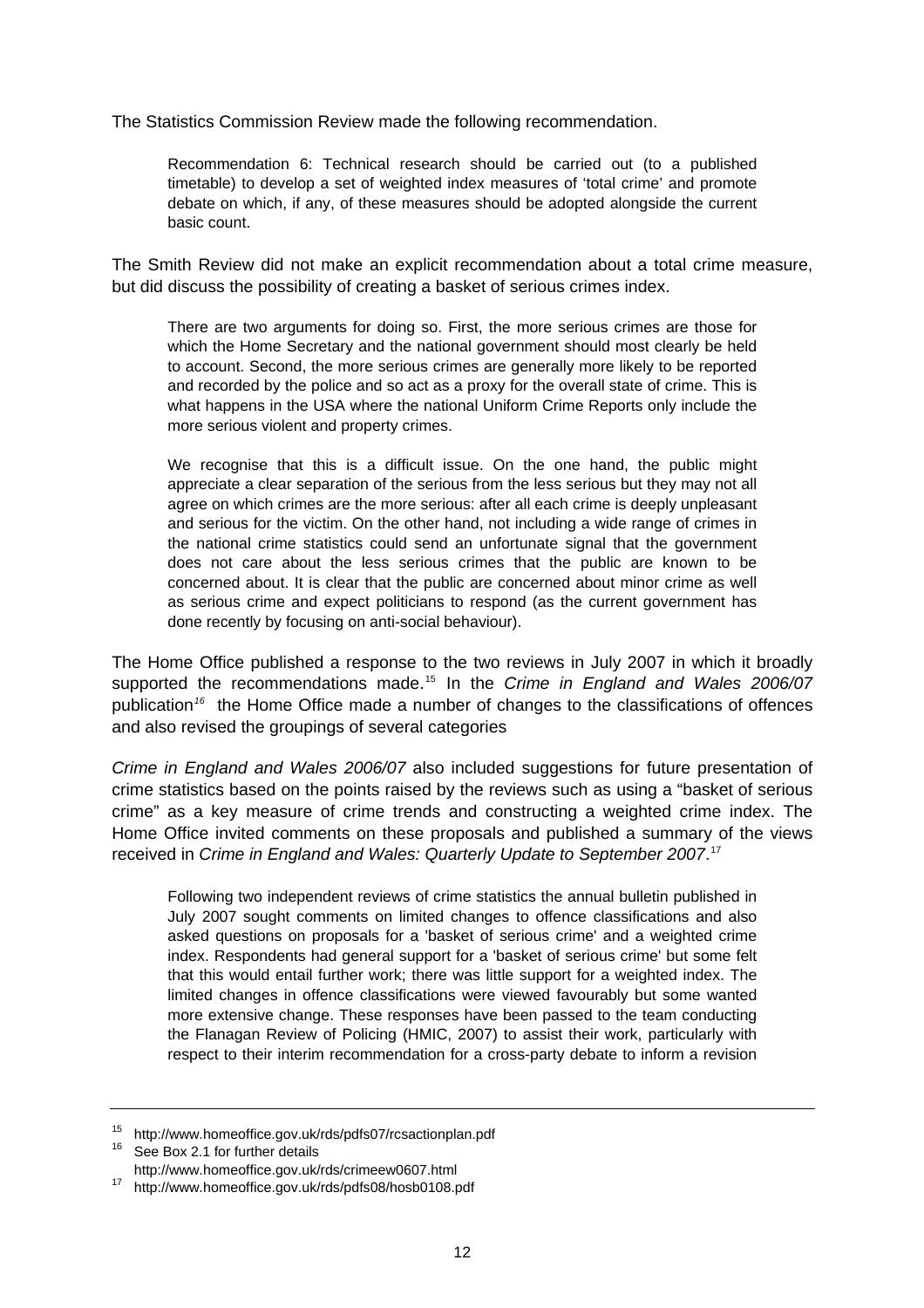The Statistics Commission Review made the following recommendation.

> Recommendation 6: Technical research should be carried out (to a published timetable) to develop a set of weighted index measures of 'total crime' and promote debate on which, if any, of these measures should be adopted alongside the current basic count.

The Smith Review did not make an explicit recommendation about a total crime measure, but did discuss the possibility of creating a basket of serious crimes index.

> There are two arguments for doing so. First, the more serious crimes are those for which the Home Secretary and the national government should most clearly be held to account. Second, the more serious crimes are generally more likely to be reported and recorded by the police and so act as a proxy for the overall state of crime. This is what happens in the USA where the national Uniform Crime Reports only include the more serious violent and property crimes.
>
> We recognise that this is a difficult issue. On the one hand, the public might appreciate a clear separation of the serious from the less serious but they may not all agree on which crimes are the more serious: after all each crime is deeply unpleasant and serious for the victim. On the other hand, not including a wide range of crimes in the national crime statistics could send an unfortunate signal that the government does not care about the less serious crimes that the public are known to be concerned about. It is clear that the public are concerned about minor crime as well as serious crime and expect politicians to respond (as the current government has done recently by focusing on anti-social behaviour).

The Home Office published a response to the two reviews in July 2007 in which it broadly supported the recommendations made.[15] In the *Crime in England and Wales 2006/07* publication[16] the Home Office made a number of changes to the classifications of offences and also revised the groupings of several categories

*Crime in England and Wales 2006/07* also included suggestions for future presentation of crime statistics based on the points raised by the reviews such as using a "basket of serious crime" as a key measure of crime trends and constructing a weighted crime index. The Home Office invited comments on these proposals and published a summary of the views received in *Crime in England and Wales: Quarterly Update to September 2007*.[17]

> Following two independent reviews of crime statistics the annual bulletin published in July 2007 sought comments on limited changes to offence classifications and also asked questions on proposals for a 'basket of serious crime' and a weighted crime index. Respondents had general support for a 'basket of serious crime' but some felt that this would entail further work; there was little support for a weighted index. The limited changes in offence classifications were viewed favourably but some wanted more extensive change. These responses have been passed to the team conducting the Flanagan Review of Policing (HMIC, 2007) to assist their work, particularly with respect to their interim recommendation for a cross-party debate to inform a revision

---

[15] http://www.homeoffice.gov.uk/rds/pdfs07/rcsactionplan.pdf

[16] See Box 2.1 for further details http://www.homeoffice.gov.uk/rds/crimeew0607.html

[17] http://www.homeoffice.gov.uk/rds/pdfs08/hosb0108.pdf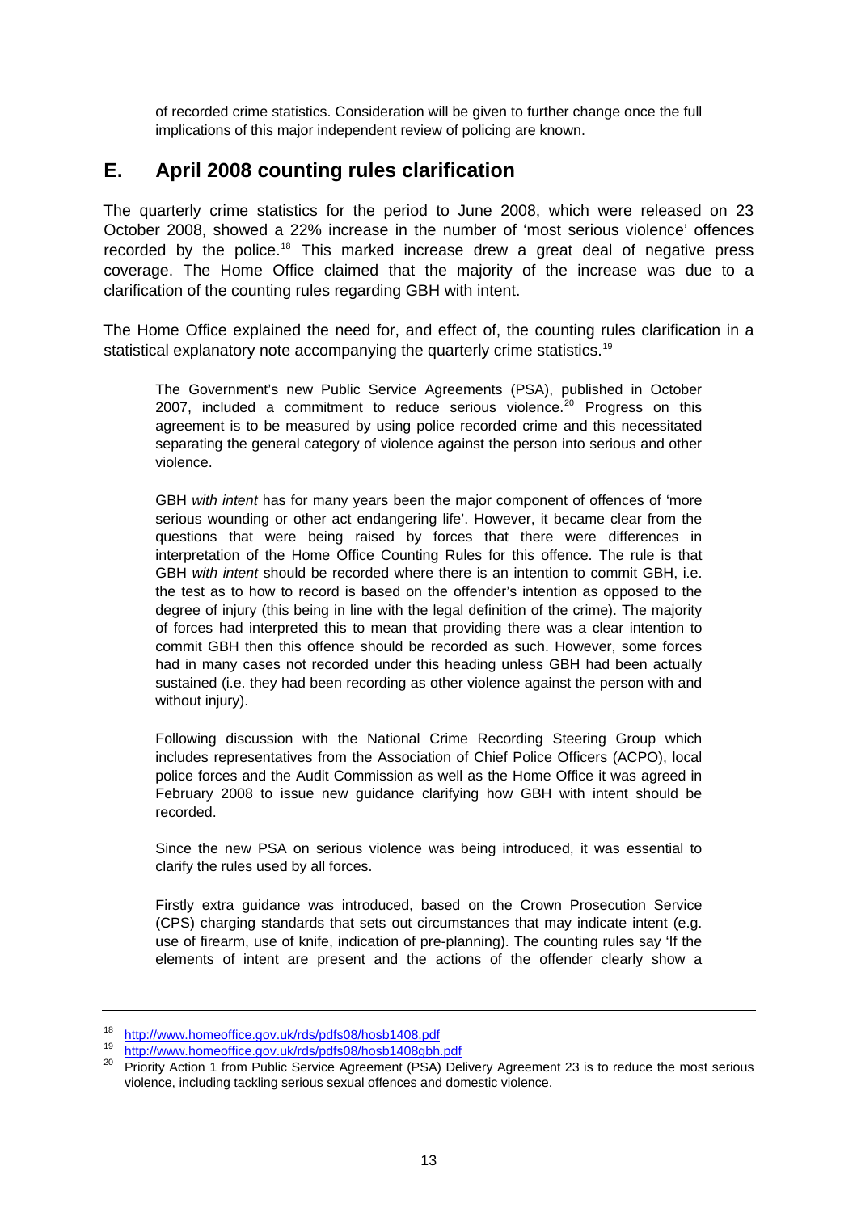of recorded crime statistics. Consideration will be given to further change once the full implications of this major independent review of policing are known.

## E. April 2008 counting rules clarification

The quarterly crime statistics for the period to June 2008, which were released on 23 October 2008, showed a 22% increase in the number of 'most serious violence' offences recorded by the police.[18] This marked increase drew a great deal of negative press coverage. The Home Office claimed that the majority of the increase was due to a clarification of the counting rules regarding GBH with intent.

The Home Office explained the need for, and effect of, the counting rules clarification in a statistical explanatory note accompanying the quarterly crime statistics.[19]

> The Government's new Public Service Agreements (PSA), published in October 2007, included a commitment to reduce serious violence.[20] Progress on this agreement is to be measured by using police recorded crime and this necessitated separating the general category of violence against the person into serious and other violence.
>
> GBH *with intent* has for many years been the major component of offences of 'more serious wounding or other act endangering life'. However, it became clear from the questions that were being raised by forces that there were differences in interpretation of the Home Office Counting Rules for this offence. The rule is that GBH *with intent* should be recorded where there is an intention to commit GBH, i.e. the test as to how to record is based on the offender's intention as opposed to the degree of injury (this being in line with the legal definition of the crime). The majority of forces had interpreted this to mean that providing there was a clear intention to commit GBH then this offence should be recorded as such. However, some forces had in many cases not recorded under this heading unless GBH had been actually sustained (i.e. they had been recording as other violence against the person with and without injury).
>
> Following discussion with the National Crime Recording Steering Group which includes representatives from the Association of Chief Police Officers (ACPO), local police forces and the Audit Commission as well as the Home Office it was agreed in February 2008 to issue new guidance clarifying how GBH with intent should be recorded.
>
> Since the new PSA on serious violence was being introduced, it was essential to clarify the rules used by all forces.
>
> Firstly extra guidance was introduced, based on the Crown Prosecution Service (CPS) charging standards that sets out circumstances that may indicate intent (e.g. use of firearm, use of knife, indication of pre-planning). The counting rules say 'If the elements of intent are present and the actions of the offender clearly show a

---

[18] http://www.homeoffice.gov.uk/rds/pdfs08/hosb1408.pdf

[19] http://www.homeoffice.gov.uk/rds/pdfs08/hosb1408gbh.pdf

[20] Priority Action 1 from Public Service Agreement (PSA) Delivery Agreement 23 is to reduce the most serious violence, including tackling serious sexual offences and domestic violence.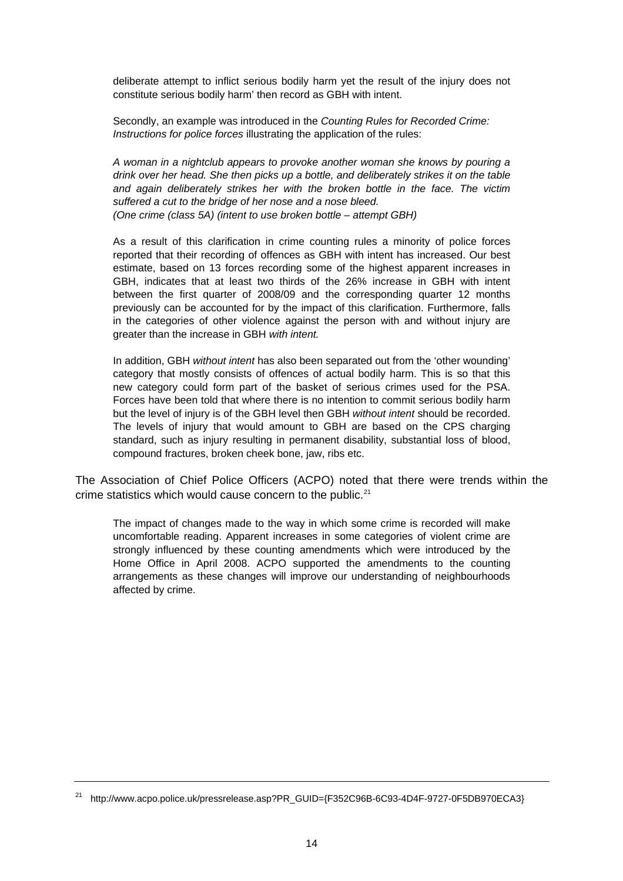deliberate attempt to inflict serious bodily harm yet the result of the injury does not constitute serious bodily harm' then record as GBH with intent.

Secondly, an example was introduced in the *Counting Rules for Recorded Crime: Instructions for police forces* illustrating the application of the rules:

*A woman in a nightclub appears to provoke another woman she knows by pouring a drink over her head. She then picks up a bottle, and deliberately strikes it on the table and again deliberately strikes her with the broken bottle in the face. The victim suffered a cut to the bridge of her nose and a nose bleed.*
*(One crime (class 5A) (intent to use broken bottle – attempt GBH)*

As a result of this clarification in crime counting rules a minority of police forces reported that their recording of offences as GBH with intent has increased. Our best estimate, based on 13 forces recording some of the highest apparent increases in GBH, indicates that at least two thirds of the 26% increase in GBH with intent between the first quarter of 2008/09 and the corresponding quarter 12 months previously can be accounted for by the impact of this clarification. Furthermore, falls in the categories of other violence against the person with and without injury are greater than the increase in GBH *with intent.*

In addition, GBH *without intent* has also been separated out from the 'other wounding' category that mostly consists of offences of actual bodily harm. This is so that this new category could form part of the basket of serious crimes used for the PSA. Forces have been told that where there is no intention to commit serious bodily harm but the level of injury is of the GBH level then GBH *without intent* should be recorded. The levels of injury that would amount to GBH are based on the CPS charging standard, such as injury resulting in permanent disability, substantial loss of blood, compound fractures, broken cheek bone, jaw, ribs etc.

The Association of Chief Police Officers (ACPO) noted that there were trends within the crime statistics which would cause concern to the public.[21]

The impact of changes made to the way in which some crime is recorded will make uncomfortable reading. Apparent increases in some categories of violent crime are strongly influenced by these counting amendments which were introduced by the Home Office in April 2008. ACPO supported the amendments to the counting arrangements as these changes will improve our understanding of neighbourhoods affected by crime.

[21] http://www.acpo.police.uk/pressrelease.asp?PR_GUID={F352C96B-6C93-4D4F-9727-0F5DB970ECA3}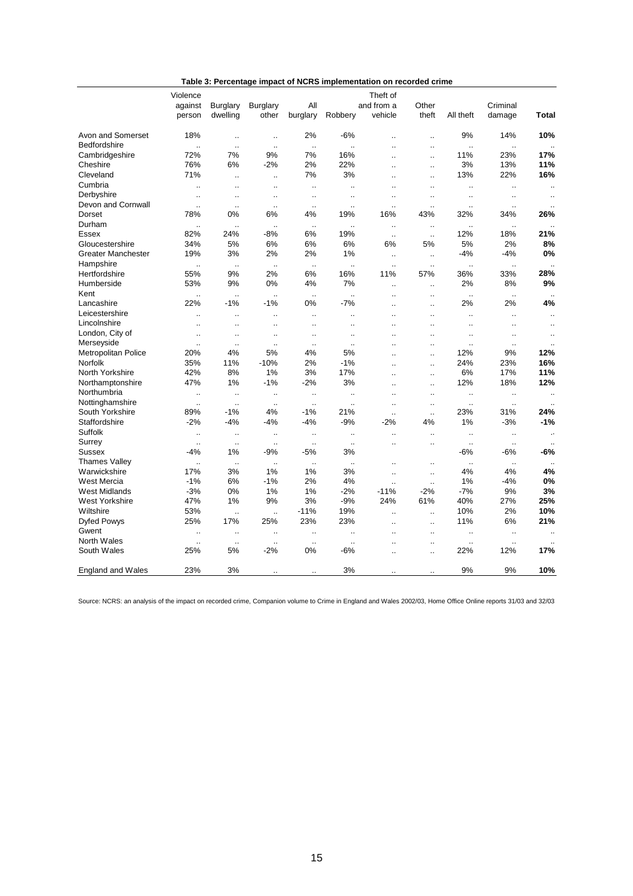**Table 3: Percentage impact of NCRS implementation on recorded crime**

| | Violence against person | Burglary dwelling | Burglary other | All burglary | Robbery | Theft of and from a vehicle | Other theft | All theft | Criminal damage | **Total** |
|---|---|---|---|---|---|---|---|---|---|---|
| Avon and Somerset | 18% | .. | .. | 2% | -6% | .. | .. | 9% | 14% | **10%** |
| Bedfordshire | .. | .. | .. | .. | .. | .. | .. | .. | .. | .. |
| Cambridgeshire | 72% | 7% | 9% | 7% | 16% | .. | .. | 11% | 23% | **17%** |
| Cheshire | 76% | 6% | -2% | 2% | 22% | .. | .. | 3% | 13% | **11%** |
| Cleveland | 71% | .. | .. | 7% | 3% | .. | .. | 13% | 22% | **16%** |
| Cumbria | .. | .. | .. | .. | .. | .. | .. | .. | .. | .. |
| Derbyshire | .. | .. | .. | .. | .. | .. | .. | .. | .. | .. |
| Devon and Cornwall | .. | .. | .. | .. | .. | .. | .. | .. | .. | .. |
| Dorset | 78% | 0% | 6% | 4% | 19% | 16% | 43% | 32% | 34% | **26%** |
| Durham | .. | .. | .. | .. | .. | .. | .. | .. | .. | .. |
| Essex | 82% | 24% | -8% | 6% | 19% | .. | .. | 12% | 18% | **21%** |
| Gloucestershire | 34% | 5% | 6% | 6% | 6% | 6% | 5% | 5% | 2% | **8%** |
| Greater Manchester | 19% | 3% | 2% | 2% | 1% | .. | .. | -4% | -4% | **0%** |
| Hampshire | .. | .. | .. | .. | .. | .. | .. | .. | .. | .. |
| Hertfordshire | 55% | 9% | 2% | 6% | 16% | 11% | 57% | 36% | 33% | **28%** |
| Humberside | 53% | 9% | 0% | 4% | 7% | .. | .. | 2% | 8% | **9%** |
| Kent | .. | .. | .. | .. | .. | .. | .. | .. | .. | .. |
| Lancashire | 22% | -1% | -1% | 0% | -7% | .. | .. | 2% | 2% | **4%** |
| Leicestershire | .. | .. | .. | .. | .. | .. | .. | .. | .. | .. |
| Lincolnshire | .. | .. | .. | .. | .. | .. | .. | .. | .. | .. |
| London, City of | .. | .. | .. | .. | .. | .. | .. | .. | .. | .. |
| Merseyside | .. | .. | .. | .. | .. | .. | .. | .. | .. | .. |
| Metropolitan Police | 20% | 4% | 5% | 4% | 5% | .. | .. | 12% | 9% | **12%** |
| Norfolk | 35% | 11% | -10% | 2% | -1% | .. | .. | 24% | 23% | **16%** |
| North Yorkshire | 42% | 8% | 1% | 3% | 17% | .. | .. | 6% | 17% | **11%** |
| Northamptonshire | 47% | 1% | -1% | -2% | 3% | .. | .. | 12% | 18% | **12%** |
| Northumbria | .. | .. | .. | .. | .. | .. | .. | .. | .. | .. |
| Nottinghamshire | .. | .. | .. | .. | .. | .. | .. | .. | .. | .. |
| South Yorkshire | 89% | -1% | 4% | -1% | 21% | .. | .. | 23% | 31% | **24%** |
| Staffordshire | -2% | -4% | -4% | -4% | -9% | -2% | 4% | 1% | -3% | **-1%** |
| Suffolk | .. | .. | .. | .. | .. | .. | .. | .. | .. | .. |
| Surrey | .. | .. | .. | .. | .. | .. | .. | .. | .. | .. |
| Sussex | -4% | 1% | -9% | -5% | 3% | | | -6% | -6% | **-6%** |
| Thames Valley | .. | .. | .. | .. | .. | .. | .. | .. | .. | .. |
| Warwickshire | 17% | 3% | 1% | 1% | 3% | .. | .. | 4% | 4% | **4%** |
| West Mercia | -1% | 6% | -1% | 2% | 4% | .. | .. | 1% | -4% | **0%** |
| West Midlands | -3% | 0% | 1% | 1% | -2% | -11% | -2% | -7% | 9% | **3%** |
| West Yorkshire | 47% | 1% | 9% | 3% | -9% | 24% | 61% | 40% | 27% | **25%** |
| Wiltshire | 53% | .. | .. | -11% | 19% | .. | .. | 10% | 2% | **10%** |
| Dyfed Powys | 25% | 17% | 25% | 23% | 23% | .. | .. | 11% | 6% | **21%** |
| Gwent | .. | .. | .. | .. | .. | .. | .. | .. | .. | .. |
| North Wales | .. | .. | .. | .. | .. | .. | .. | .. | .. | .. |
| South Wales | 25% | 5% | -2% | 0% | -6% | .. | .. | 22% | 12% | **17%** |
| England and Wales | 23% | 3% | .. | .. | 3% | .. | .. | 9% | 9% | **10%** |

Source: NCRS: an analysis of the impact on recorded crime, Companion volume to Crime in England and Wales 2002/03, Home Office Online reports 31/03 and 32/03